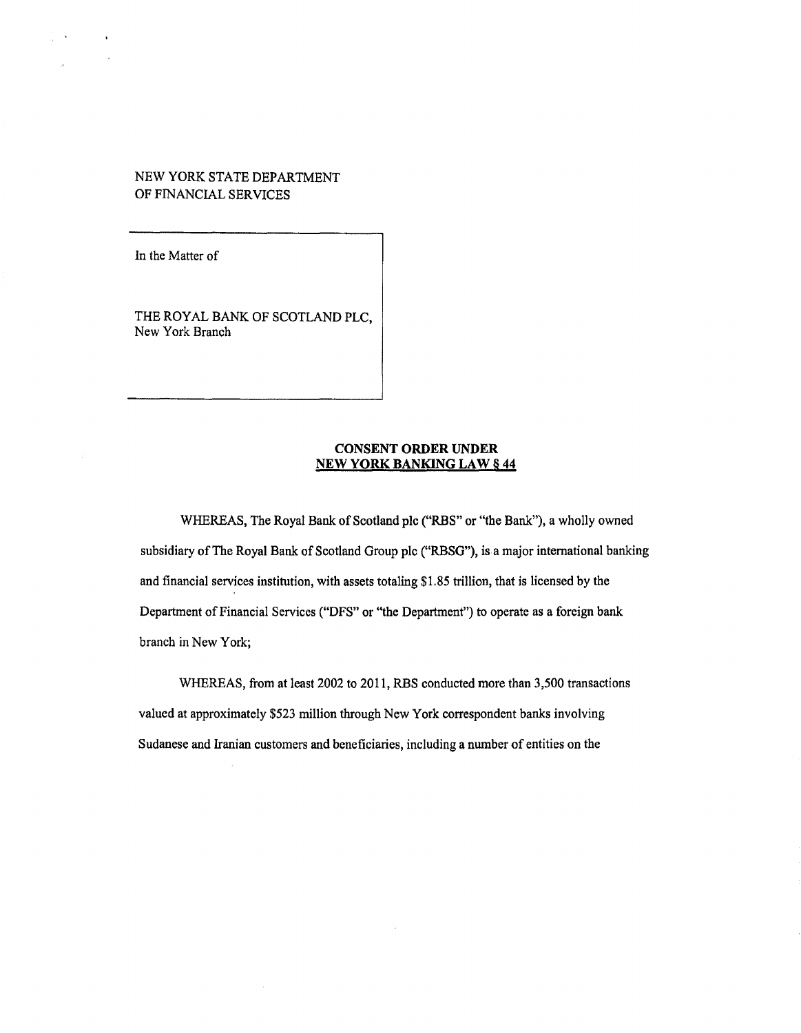NEW YORK STATE DEPARTMENT
OF FINANCIAL SERVICES

In the Matter of

THE ROYAL BANK OF SCOTLAND PLC,
New York Branch

**CONSENT ORDER UNDER**
**NEW YORK BANKING LAW § 44**

WHEREAS, The Royal Bank of Scotland plc ("RBS" or "the Bank"), a wholly owned subsidiary of The Royal Bank of Scotland Group plc ("RBSG"), is a major international banking and financial services institution, with assets totaling $1.85 trillion, that is licensed by the Department of Financial Services ("DFS" or "the Department") to operate as a foreign bank branch in New York;

WHEREAS, from at least 2002 to 2011, RBS conducted more than 3,500 transactions valued at approximately $523 million through New York correspondent banks involving Sudanese and Iranian customers and beneficiaries, including a number of entities on the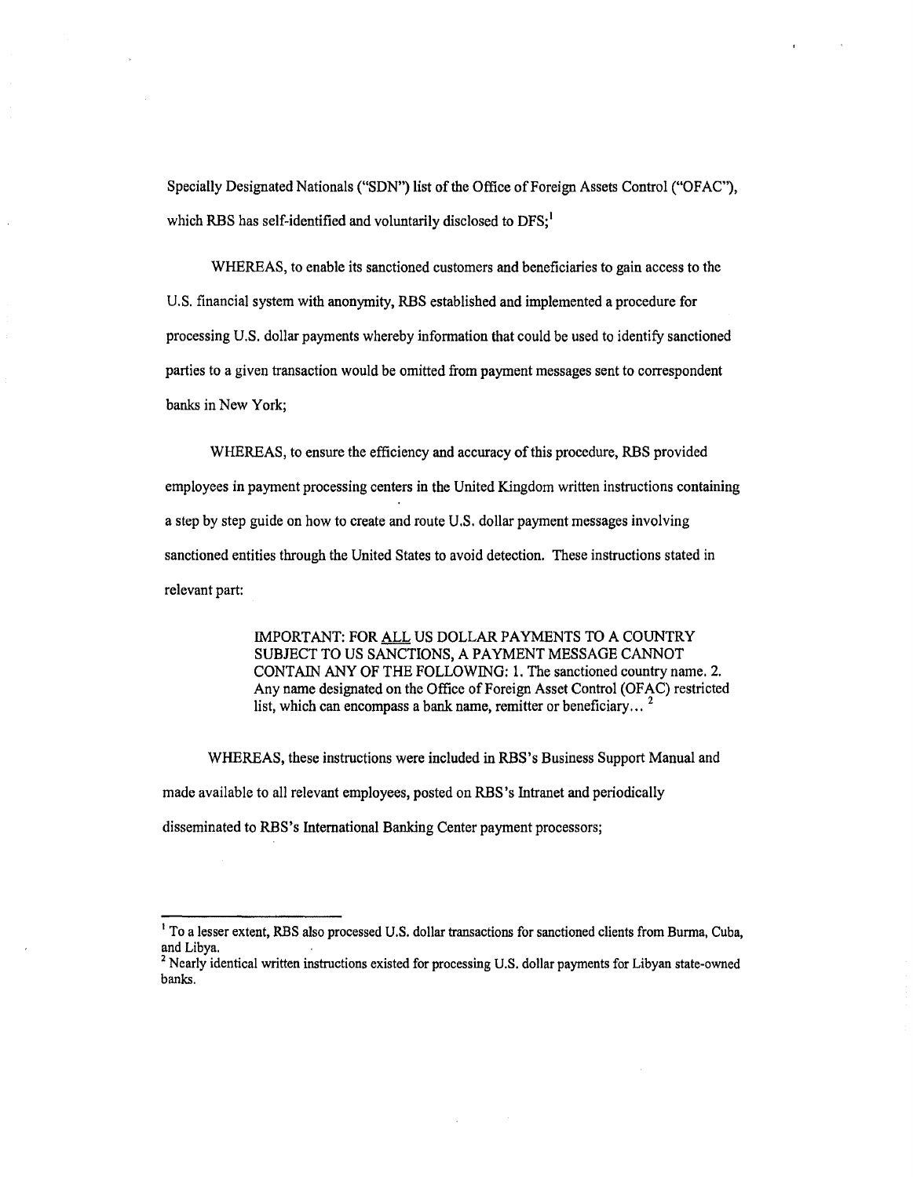Specially Designated Nationals ("SDN") list of the Office of Foreign Assets Control ("OFAC"), which RBS has self-identified and voluntarily disclosed to DFS;[1]

WHEREAS, to enable its sanctioned customers and beneficiaries to gain access to the U.S. financial system with anonymity, RBS established and implemented a procedure for processing U.S. dollar payments whereby information that could be used to identify sanctioned parties to a given transaction would be omitted from payment messages sent to correspondent banks in New York;

WHEREAS, to ensure the efficiency and accuracy of this procedure, RBS provided employees in payment processing centers in the United Kingdom written instructions containing a step by step guide on how to create and route U.S. dollar payment messages involving sanctioned entities through the United States to avoid detection. These instructions stated in relevant part:

> IMPORTANT: FOR <u>ALL</u> US DOLLAR PAYMENTS TO A COUNTRY SUBJECT TO US SANCTIONS, A PAYMENT MESSAGE CANNOT CONTAIN ANY OF THE FOLLOWING: 1. The sanctioned country name. 2. Any name designated on the Office of Foreign Asset Control (OFAC) restricted list, which can encompass a bank name, remitter or beneficiary... [2]

WHEREAS, these instructions were included in RBS's Business Support Manual and made available to all relevant employees, posted on RBS's Intranet and periodically disseminated to RBS's International Banking Center payment processors;

---

[1] To a lesser extent, RBS also processed U.S. dollar transactions for sanctioned clients from Burma, Cuba, and Libya.

[2] Nearly identical written instructions existed for processing U.S. dollar payments for Libyan state-owned banks.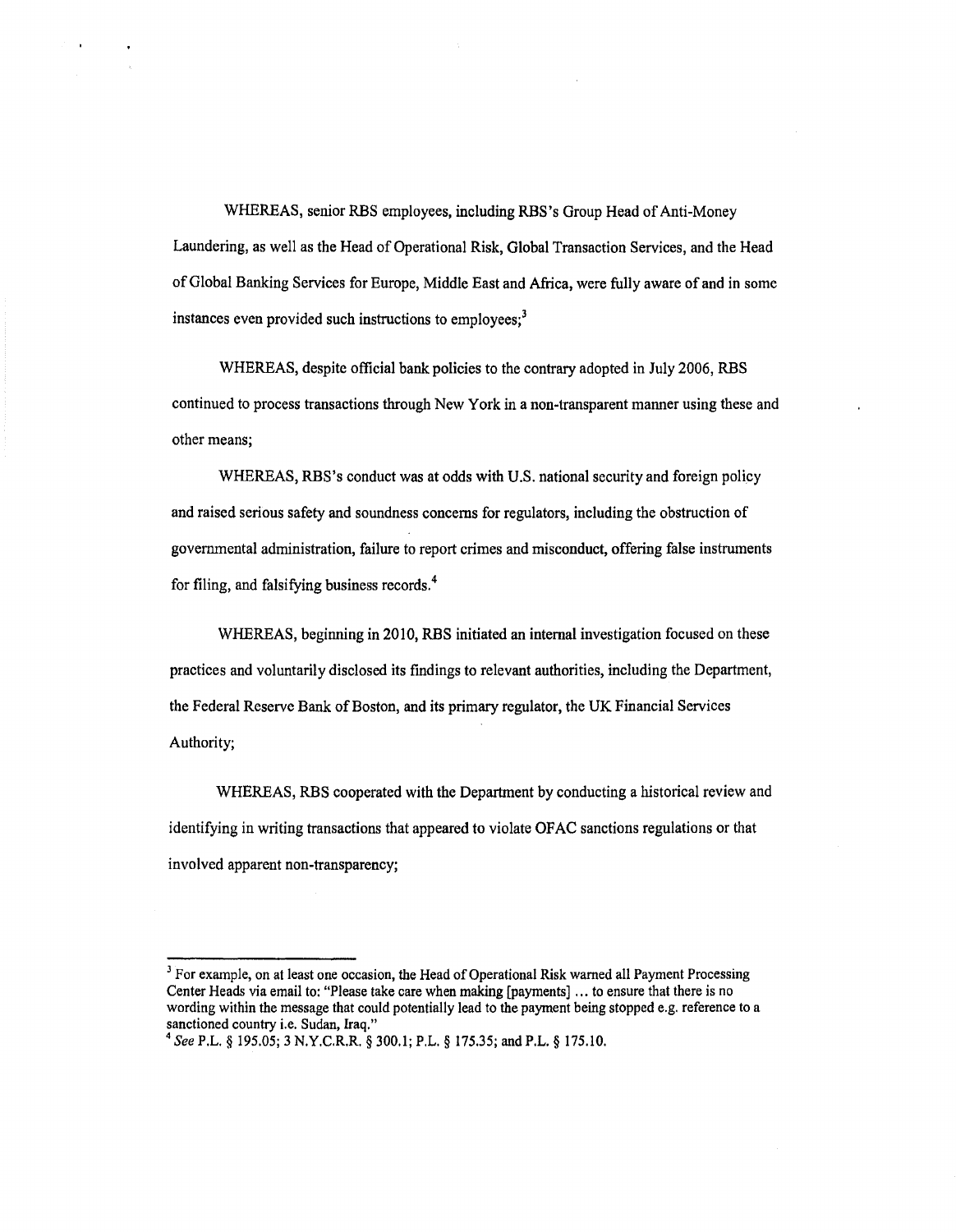WHEREAS, senior RBS employees, including RBS's Group Head of Anti-Money Laundering, as well as the Head of Operational Risk, Global Transaction Services, and the Head of Global Banking Services for Europe, Middle East and Africa, were fully aware of and in some instances even provided such instructions to employees;[3]

WHEREAS, despite official bank policies to the contrary adopted in July 2006, RBS continued to process transactions through New York in a non-transparent manner using these and other means;

WHEREAS, RBS's conduct was at odds with U.S. national security and foreign policy and raised serious safety and soundness concerns for regulators, including the obstruction of governmental administration, failure to report crimes and misconduct, offering false instruments for filing, and falsifying business records.[4]

WHEREAS, beginning in 2010, RBS initiated an internal investigation focused on these practices and voluntarily disclosed its findings to relevant authorities, including the Department, the Federal Reserve Bank of Boston, and its primary regulator, the UK Financial Services Authority;

WHEREAS, RBS cooperated with the Department by conducting a historical review and identifying in writing transactions that appeared to violate OFAC sanctions regulations or that involved apparent non-transparency;

---

[3] For example, on at least one occasion, the Head of Operational Risk warned all Payment Processing Center Heads via email to: "Please take care when making [payments] ... to ensure that there is no wording within the message that could potentially lead to the payment being stopped e.g. reference to a sanctioned country i.e. Sudan, Iraq."

[4] *See* P.L. § 195.05; 3 N.Y.C.R.R. § 300.1; P.L. § 175.35; and P.L. § 175.10.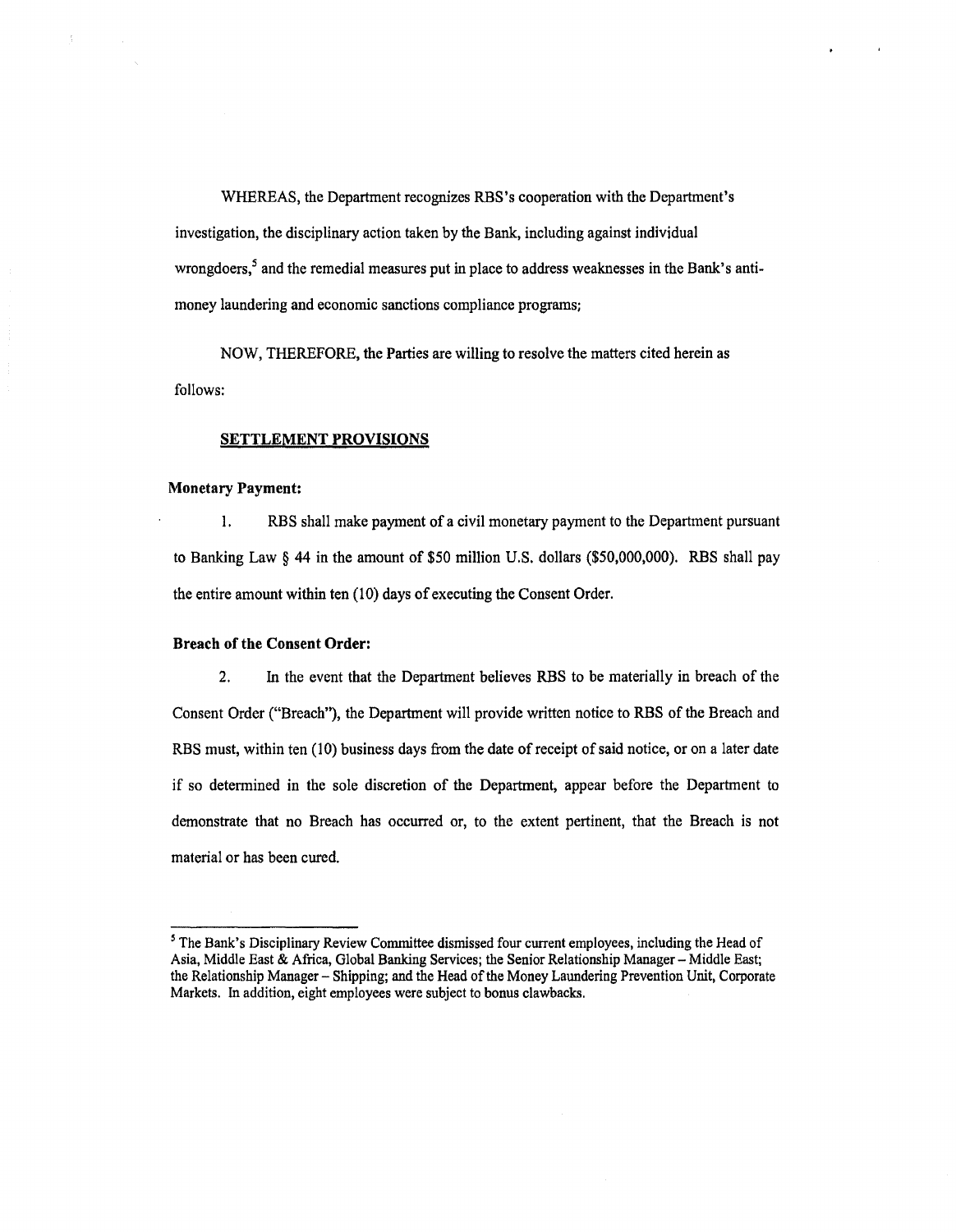WHEREAS, the Department recognizes RBS's cooperation with the Department's investigation, the disciplinary action taken by the Bank, including against individual wrongdoers,[5] and the remedial measures put in place to address weaknesses in the Bank's anti-money laundering and economic sanctions compliance programs;

NOW, THEREFORE, the Parties are willing to resolve the matters cited herein as follows:

**SETTLEMENT PROVISIONS**

**Monetary Payment:**

1. RBS shall make payment of a civil monetary payment to the Department pursuant to Banking Law § 44 in the amount of $50 million U.S. dollars ($50,000,000). RBS shall pay the entire amount within ten (10) days of executing the Consent Order.

**Breach of the Consent Order:**

2. In the event that the Department believes RBS to be materially in breach of the Consent Order ("Breach"), the Department will provide written notice to RBS of the Breach and RBS must, within ten (10) business days from the date of receipt of said notice, or on a later date if so determined in the sole discretion of the Department, appear before the Department to demonstrate that no Breach has occurred or, to the extent pertinent, that the Breach is not material or has been cured.

---

[5] The Bank's Disciplinary Review Committee dismissed four current employees, including the Head of Asia, Middle East & Africa, Global Banking Services; the Senior Relationship Manager – Middle East; the Relationship Manager – Shipping; and the Head of the Money Laundering Prevention Unit, Corporate Markets. In addition, eight employees were subject to bonus clawbacks.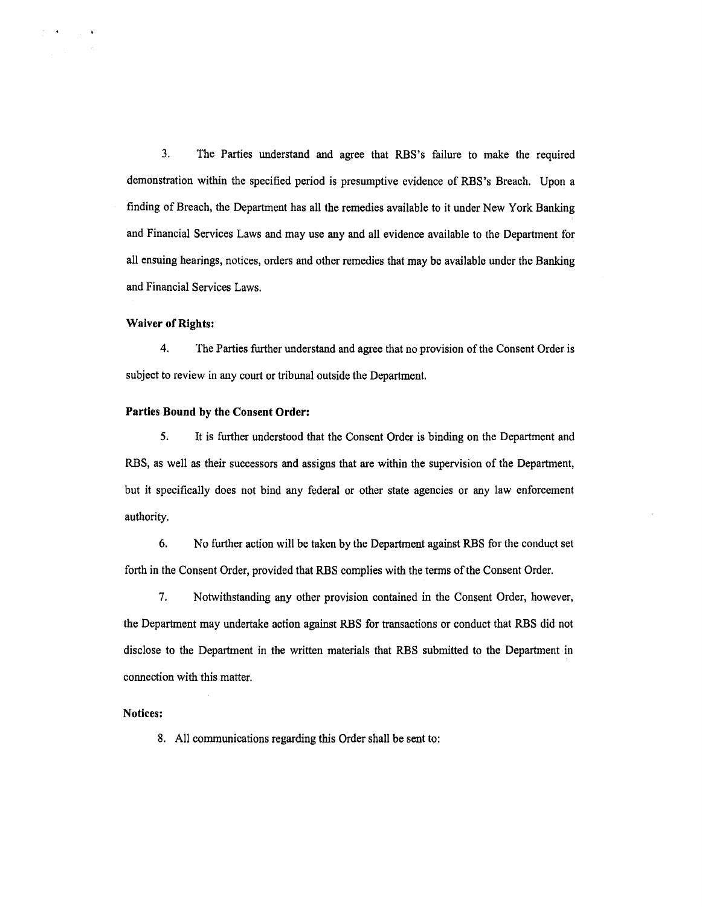3. The Parties understand and agree that RBS's failure to make the required demonstration within the specified period is presumptive evidence of RBS's Breach. Upon a finding of Breach, the Department has all the remedies available to it under New York Banking and Financial Services Laws and may use any and all evidence available to the Department for all ensuing hearings, notices, orders and other remedies that may be available under the Banking and Financial Services Laws.

**Waiver of Rights:**

4. The Parties further understand and agree that no provision of the Consent Order is subject to review in any court or tribunal outside the Department.

**Parties Bound by the Consent Order:**

5. It is further understood that the Consent Order is binding on the Department and RBS, as well as their successors and assigns that are within the supervision of the Department, but it specifically does not bind any federal or other state agencies or any law enforcement authority.

6. No further action will be taken by the Department against RBS for the conduct set forth in the Consent Order, provided that RBS complies with the terms of the Consent Order.

7. Notwithstanding any other provision contained in the Consent Order, however, the Department may undertake action against RBS for transactions or conduct that RBS did not disclose to the Department in the written materials that RBS submitted to the Department in connection with this matter.

**Notices:**

8. All communications regarding this Order shall be sent to: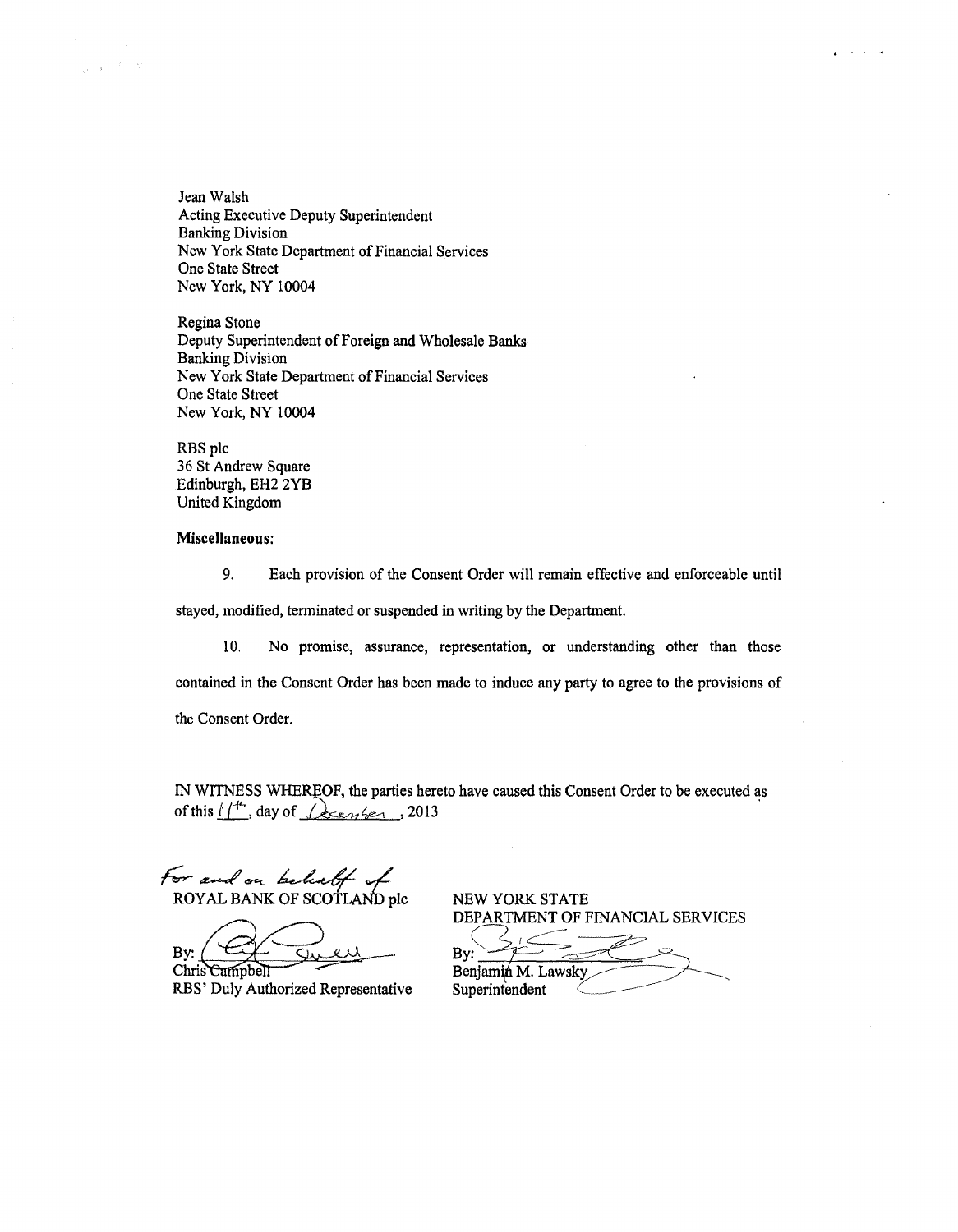Jean Walsh
Acting Executive Deputy Superintendent
Banking Division
New York State Department of Financial Services
One State Street
New York, NY 10004

Regina Stone
Deputy Superintendent of Foreign and Wholesale Banks
Banking Division
New York State Department of Financial Services
One State Street
New York, NY 10004

RBS plc
36 St Andrew Square
Edinburgh, EH2 2YB
United Kingdom

**Miscellaneous:**

9. Each provision of the Consent Order will remain effective and enforceable until stayed, modified, terminated or suspended in writing by the Department.

10. No promise, assurance, representation, or understanding other than those contained in the Consent Order has been made to induce any party to agree to the provisions of the Consent Order.

IN WITNESS WHEREOF, the parties hereto have caused this Consent Order to be executed as of this 11th, day of December, 2013

For and on behalf of
ROYAL BANK OF SCOTLAND plc

By: ________________
Chris Campbell
RBS' Duly Authorized Representative

NEW YORK STATE
DEPARTMENT OF FINANCIAL SERVICES

By: ________________
Benjamin M. Lawsky
Superintendent